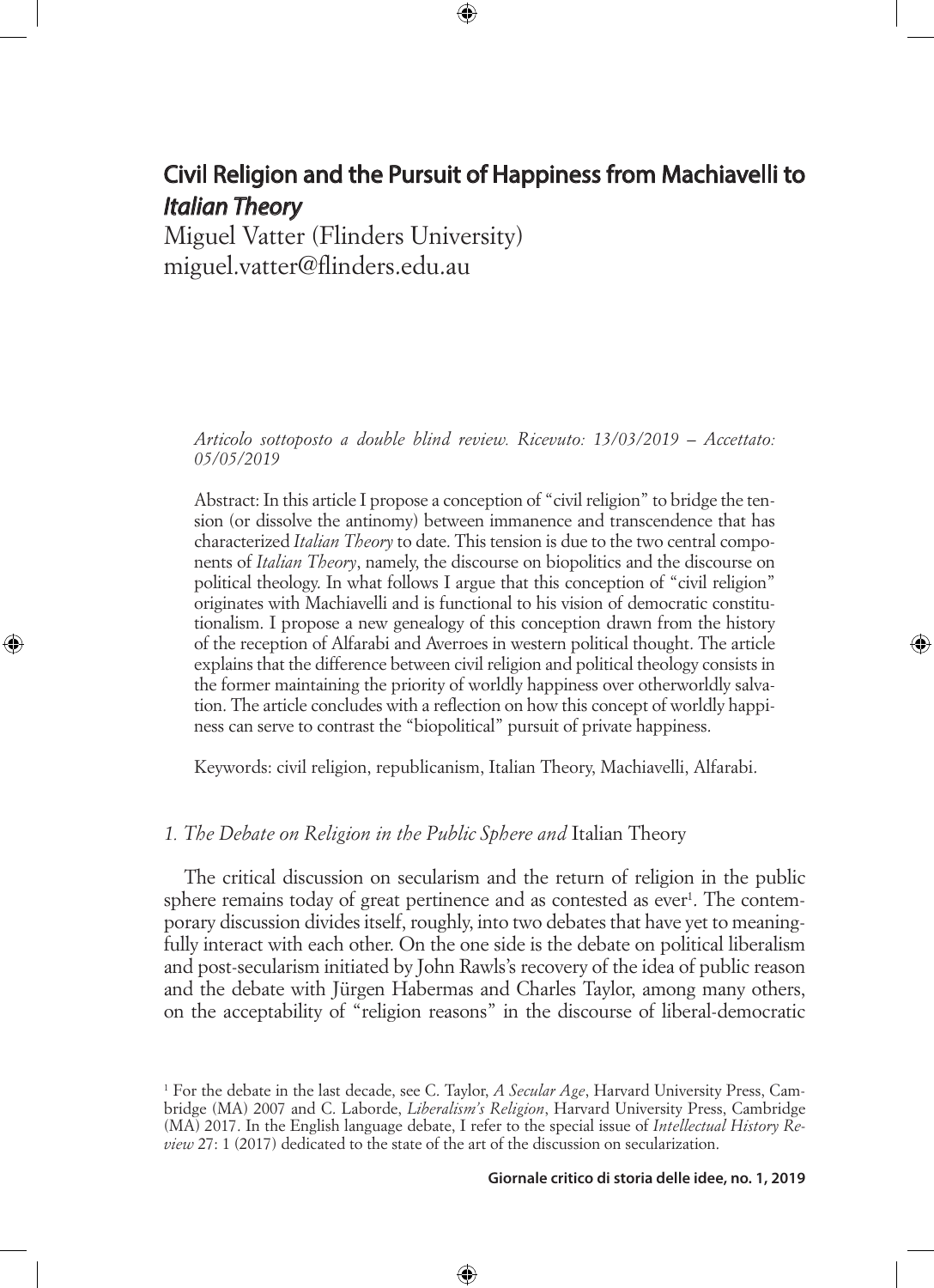# Civil Religion and the Pursuit of Happiness from Machiavelli to *Italian Theory*

Miguel Vatter (Flinders University)
miguel.vatter@flinders.edu.au

*Articolo sottoposto a double blind review. Ricevuto: 13/03/2019 – Accettato: 05/05/2019*

Abstract: In this article I propose a conception of "civil religion" to bridge the tension (or dissolve the antinomy) between immanence and transcendence that has characterized *Italian Theory* to date. This tension is due to the two central components of *Italian Theory*, namely, the discourse on biopolitics and the discourse on political theology. In what follows I argue that this conception of "civil religion" originates with Machiavelli and is functional to his vision of democratic constitutionalism. I propose a new genealogy of this conception drawn from the history of the reception of Alfarabi and Averroes in western political thought. The article explains that the difference between civil religion and political theology consists in the former maintaining the priority of worldly happiness over otherworldly salvation. The article concludes with a reflection on how this concept of worldly happiness can serve to contrast the "biopolitical" pursuit of private happiness.

Keywords: civil religion, republicanism, Italian Theory, Machiavelli, Alfarabi.

## *1. The Debate on Religion in the Public Sphere and* Italian Theory

The critical discussion on secularism and the return of religion in the public sphere remains today of great pertinence and as contested as ever[1]. The contemporary discussion divides itself, roughly, into two debates that have yet to meaningfully interact with each other. On the one side is the debate on political liberalism and post-secularism initiated by John Rawls's recovery of the idea of public reason and the debate with Jürgen Habermas and Charles Taylor, among many others, on the acceptability of "religion reasons" in the discourse of liberal-democratic

[1] For the debate in the last decade, see C. Taylor, *A Secular Age*, Harvard University Press, Cambridge (MA) 2007 and C. Laborde, *Liberalism's Religion*, Harvard University Press, Cambridge (MA) 2017. In the English language debate, I refer to the special issue of *Intellectual History Review* 27: 1 (2017) dedicated to the state of the art of the discussion on secularization.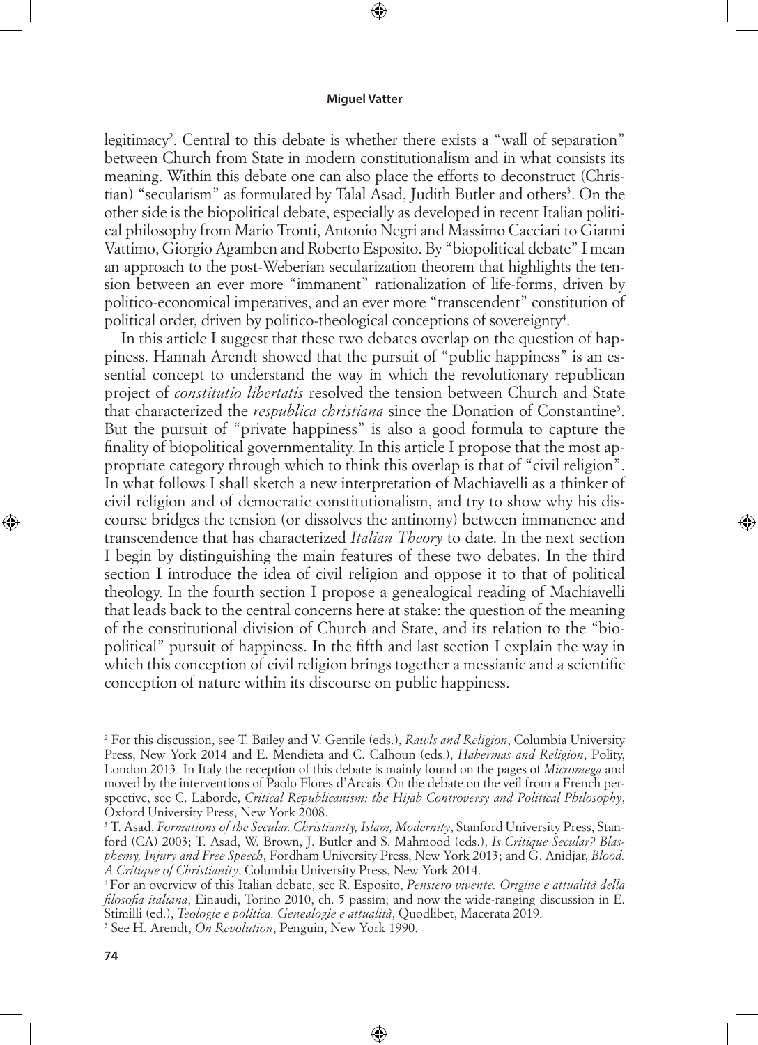legitimacy[2]. Central to this debate is whether there exists a "wall of separation" between Church from State in modern constitutionalism and in what consists its meaning. Within this debate one can also place the efforts to deconstruct (Christian) "secularism" as formulated by Talal Asad, Judith Butler and others[3]. On the other side is the biopolitical debate, especially as developed in recent Italian political philosophy from Mario Tronti, Antonio Negri and Massimo Cacciari to Gianni Vattimo, Giorgio Agamben and Roberto Esposito. By "biopolitical debate" I mean an approach to the post-Weberian secularization theorem that highlights the tension between an ever more "immanent" rationalization of life-forms, driven by politico-economical imperatives, and an ever more "transcendent" constitution of political order, driven by politico-theological conceptions of sovereignty[4].

In this article I suggest that these two debates overlap on the question of happiness. Hannah Arendt showed that the pursuit of "public happiness" is an essential concept to understand the way in which the revolutionary republican project of *constitutio libertatis* resolved the tension between Church and State that characterized the *respublica christiana* since the Donation of Constantine[5]. But the pursuit of "private happiness" is also a good formula to capture the finality of biopolitical governmentality. In this article I propose that the most appropriate category through which to think this overlap is that of "civil religion". In what follows I shall sketch a new interpretation of Machiavelli as a thinker of civil religion and of democratic constitutionalism, and try to show why his discourse bridges the tension (or dissolves the antinomy) between immanence and transcendence that has characterized *Italian Theory* to date. In the next section I begin by distinguishing the main features of these two debates. In the third section I introduce the idea of civil religion and oppose it to that of political theology. In the fourth section I propose a genealogical reading of Machiavelli that leads back to the central concerns here at stake: the question of the meaning of the constitutional division of Church and State, and its relation to the "biopolitical" pursuit of happiness. In the fifth and last section I explain the way in which this conception of civil religion brings together a messianic and a scientific conception of nature within its discourse on public happiness.

[2] For this discussion, see T. Bailey and V. Gentile (eds.), *Rawls and Religion*, Columbia University Press, New York 2014 and E. Mendieta and C. Calhoun (eds.), *Habermas and Religion*, Polity, London 2013. In Italy the reception of this debate is mainly found on the pages of *Micromega* and moved by the interventions of Paolo Flores d'Arcais. On the debate on the veil from a French perspective, see C. Laborde, *Critical Republicanism: the Hijab Controversy and Political Philosophy*, Oxford University Press, New York 2008.

[3] T. Asad, *Formations of the Secular. Christianity, Islam, Modernity*, Stanford University Press, Stanford (CA) 2003; T. Asad, W. Brown, J. Butler and S. Mahmood (eds.), *Is Critique Secular? Blasphemy, Injury and Free Speech*, Fordham University Press, New York 2013; and G. Anidjar, *Blood. A Critique of Christianity*, Columbia University Press, New York 2014.

[4] For an overview of this Italian debate, see R. Esposito, *Pensiero vivente. Origine e attualità della filosofia italiana*, Einaudi, Torino 2010, ch. 5 passim; and now the wide-ranging discussion in E. Stimilli (ed.), *Teologie e politica. Genealogie e attualità*, Quodlibet, Macerata 2019.

[5] See H. Arendt, *On Revolution*, Penguin, New York 1990.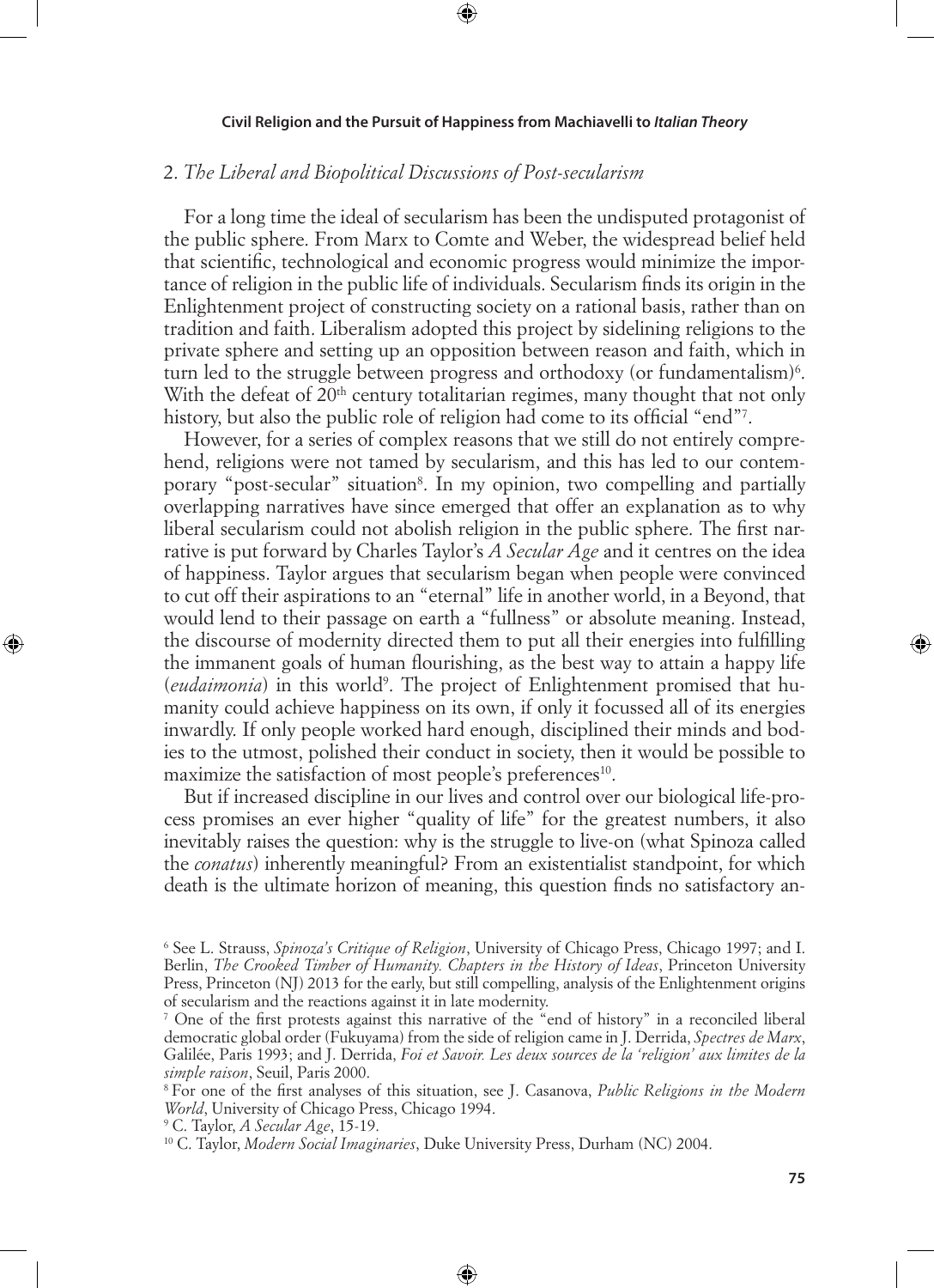## 2. *The Liberal and Biopolitical Discussions of Post-secularism*

For a long time the ideal of secularism has been the undisputed protagonist of the public sphere. From Marx to Comte and Weber, the widespread belief held that scientific, technological and economic progress would minimize the importance of religion in the public life of individuals. Secularism finds its origin in the Enlightenment project of constructing society on a rational basis, rather than on tradition and faith. Liberalism adopted this project by sidelining religions to the private sphere and setting up an opposition between reason and faith, which in turn led to the struggle between progress and orthodoxy (or fundamentalism)[6]. With the defeat of 20th century totalitarian regimes, many thought that not only history, but also the public role of religion had come to its official "end"[7].

However, for a series of complex reasons that we still do not entirely comprehend, religions were not tamed by secularism, and this has led to our contemporary "post-secular" situation[8]. In my opinion, two compelling and partially overlapping narratives have since emerged that offer an explanation as to why liberal secularism could not abolish religion in the public sphere. The first narrative is put forward by Charles Taylor's *A Secular Age* and it centres on the idea of happiness. Taylor argues that secularism began when people were convinced to cut off their aspirations to an "eternal" life in another world, in a Beyond, that would lend to their passage on earth a "fullness" or absolute meaning. Instead, the discourse of modernity directed them to put all their energies into fulfilling the immanent goals of human flourishing, as the best way to attain a happy life (*eudaimonia*) in this world[9]. The project of Enlightenment promised that humanity could achieve happiness on its own, if only it focussed all of its energies inwardly. If only people worked hard enough, disciplined their minds and bodies to the utmost, polished their conduct in society, then it would be possible to maximize the satisfaction of most people's preferences[10].

But if increased discipline in our lives and control over our biological life-process promises an ever higher "quality of life" for the greatest numbers, it also inevitably raises the question: why is the struggle to live-on (what Spinoza called the *conatus*) inherently meaningful? From an existentialist standpoint, for which death is the ultimate horizon of meaning, this question finds no satisfactory an-

---

[6] See L. Strauss, *Spinoza's Critique of Religion*, University of Chicago Press, Chicago 1997; and I. Berlin, *The Crooked Timber of Humanity. Chapters in the History of Ideas*, Princeton University Press, Princeton (NJ) 2013 for the early, but still compelling, analysis of the Enlightenment origins of secularism and the reactions against it in late modernity.

[7] One of the first protests against this narrative of the "end of history" in a reconciled liberal democratic global order (Fukuyama) from the side of religion came in J. Derrida, *Spectres de Marx*, Galilée, Paris 1993; and J. Derrida, *Foi et Savoir. Les deux sources de la 'religion' aux limites de la simple raison*, Seuil, Paris 2000.

[8] For one of the first analyses of this situation, see J. Casanova, *Public Religions in the Modern World*, University of Chicago Press, Chicago 1994.

[9] C. Taylor, *A Secular Age*, 15-19.

[10] C. Taylor, *Modern Social Imaginaries*, Duke University Press, Durham (NC) 2004.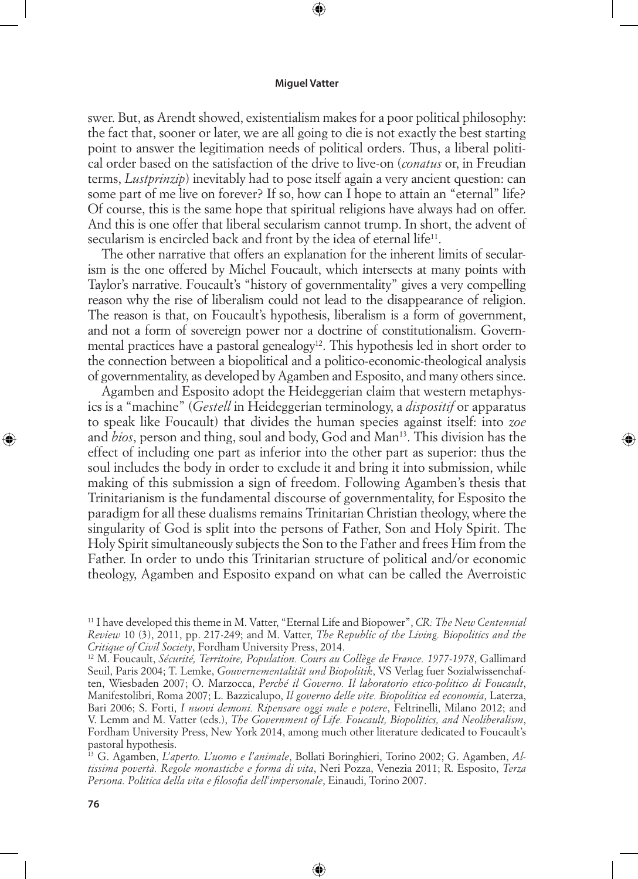swer. But, as Arendt showed, existentialism makes for a poor political philosophy: the fact that, sooner or later, we are all going to die is not exactly the best starting point to answer the legitimation needs of political orders. Thus, a liberal political order based on the satisfaction of the drive to live-on (*conatus* or, in Freudian terms, *Lustprinzip*) inevitably had to pose itself again a very ancient question: can some part of me live on forever? If so, how can I hope to attain an "eternal" life? Of course, this is the same hope that spiritual religions have always had on offer. And this is one offer that liberal secularism cannot trump. In short, the advent of secularism is encircled back and front by the idea of eternal life[11].

The other narrative that offers an explanation for the inherent limits of secularism is the one offered by Michel Foucault, which intersects at many points with Taylor's narrative. Foucault's "history of governmentality" gives a very compelling reason why the rise of liberalism could not lead to the disappearance of religion. The reason is that, on Foucault's hypothesis, liberalism is a form of government, and not a form of sovereign power nor a doctrine of constitutionalism. Governmental practices have a pastoral genealogy[12]. This hypothesis led in short order to the connection between a biopolitical and a politico-economic-theological analysis of governmentality, as developed by Agamben and Esposito, and many others since.

Agamben and Esposito adopt the Heideggerian claim that western metaphysics is a "machine" (*Gestell* in Heideggerian terminology, a *dispositif* or apparatus to speak like Foucault) that divides the human species against itself: into *zoe* and *bios*, person and thing, soul and body, God and Man[13]. This division has the effect of including one part as inferior into the other part as superior: thus the soul includes the body in order to exclude it and bring it into submission, while making of this submission a sign of freedom. Following Agamben's thesis that Trinitarianism is the fundamental discourse of governmentality, for Esposito the paradigm for all these dualisms remains Trinitarian Christian theology, where the singularity of God is split into the persons of Father, Son and Holy Spirit. The Holy Spirit simultaneously subjects the Son to the Father and frees Him from the Father. In order to undo this Trinitarian structure of political and/or economic theology, Agamben and Esposito expand on what can be called the Averroistic

---

[11] I have developed this theme in M. Vatter, "Eternal Life and Biopower", *CR: The New Centennial Review* 10 (3), 2011, pp. 217-249; and M. Vatter, *The Republic of the Living. Biopolitics and the Critique of Civil Society*, Fordham University Press, 2014.

[12] M. Foucault, *Sécurité, Territoire, Population. Cours au Collège de France. 1977-1978*, Gallimard Seuil, Paris 2004; T. Lemke, *Gouvernementalität und Biopolitik*, VS Verlag fuer Sozialwissenschaften, Wiesbaden 2007; O. Marzocca, *Perché il Governo. Il laboratorio etico-politico di Foucault*, Manifestolibri, Roma 2007; L. Bazzicalupo, *Il governo delle vite. Biopolitica ed economia*, Laterza, Bari 2006; S. Forti, *I nuovi demoni. Ripensare oggi male e potere*, Feltrinelli, Milano 2012; and V. Lemm and M. Vatter (eds.), *The Government of Life. Foucault, Biopolitics, and Neoliberalism*, Fordham University Press, New York 2014, among much other literature dedicated to Foucault's pastoral hypothesis.

[13] G. Agamben, *L'aperto. L'uomo e l'animale*, Bollati Boringhieri, Torino 2002; G. Agamben, *Altissima povertà. Regole monastiche e forma di vita*, Neri Pozza, Venezia 2011; R. Esposito, *Terza Persona. Politica della vita e filosofia dell'impersonale*, Einaudi, Torino 2007.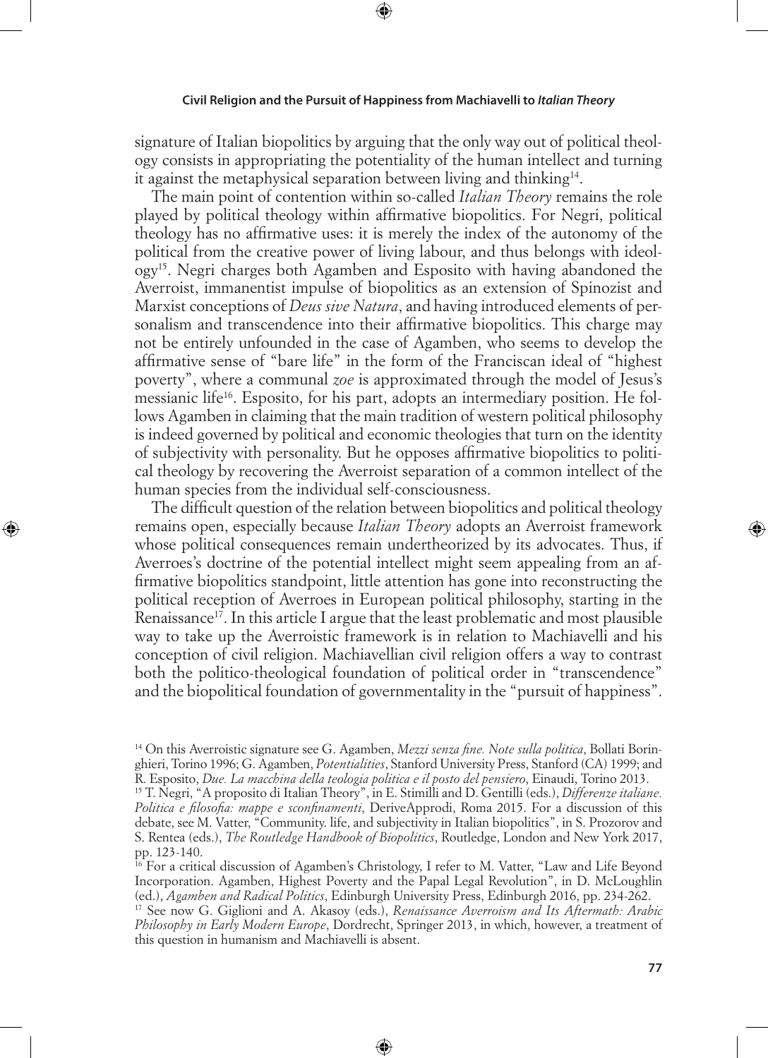signature of Italian biopolitics by arguing that the only way out of political theology consists in appropriating the potentiality of the human intellect and turning it against the metaphysical separation between living and thinking[14].

The main point of contention within so-called *Italian Theory* remains the role played by political theology within affirmative biopolitics. For Negri, political theology has no affirmative uses: it is merely the index of the autonomy of the political from the creative power of living labour, and thus belongs with ideology[15]. Negri charges both Agamben and Esposito with having abandoned the Averroist, immanentist impulse of biopolitics as an extension of Spinozist and Marxist conceptions of *Deus sive Natura*, and having introduced elements of personalism and transcendence into their affirmative biopolitics. This charge may not be entirely unfounded in the case of Agamben, who seems to develop the affirmative sense of "bare life" in the form of the Franciscan ideal of "highest poverty", where a communal *zoe* is approximated through the model of Jesus's messianic life[16]. Esposito, for his part, adopts an intermediary position. He follows Agamben in claiming that the main tradition of western political philosophy is indeed governed by political and economic theologies that turn on the identity of subjectivity with personality. But he opposes affirmative biopolitics to political theology by recovering the Averroist separation of a common intellect of the human species from the individual self-consciousness.

The difficult question of the relation between biopolitics and political theology remains open, especially because *Italian Theory* adopts an Averroist framework whose political consequences remain undertheorized by its advocates. Thus, if Averroes's doctrine of the potential intellect might seem appealing from an affirmative biopolitics standpoint, little attention has gone into reconstructing the political reception of Averroes in European political philosophy, starting in the Renaissance[17]. In this article I argue that the least problematic and most plausible way to take up the Averroistic framework is in relation to Machiavelli and his conception of civil religion. Machiavellian civil religion offers a way to contrast both the politico-theological foundation of political order in "transcendence" and the biopolitical foundation of governmentality in the "pursuit of happiness".

---

[14] On this Averroistic signature see G. Agamben, *Mezzi senza fine. Note sulla politica*, Bollati Boringhieri, Torino 1996; G. Agamben, *Potentialities*, Stanford University Press, Stanford (CA) 1999; and R. Esposito, *Due. La macchina della teologia politica e il posto del pensiero*, Einaudi, Torino 2013.

[15] T. Negri, "A proposito di Italian Theory", in E. Stimilli and D. Gentilli (eds.), *Differenze italiane. Politica e filosofia: mappe e sconfinamenti*, DeriveApprodi, Roma 2015. For a discussion of this debate, see M. Vatter, "Community. life, and subjectivity in Italian biopolitics", in S. Prozorov and S. Rentea (eds.), *The Routledge Handbook of Biopolitics*, Routledge, London and New York 2017, pp. 123-140.

[16] For a critical discussion of Agamben's Christology, I refer to M. Vatter, "Law and Life Beyond Incorporation. Agamben, Highest Poverty and the Papal Legal Revolution", in D. McLoughlin (ed.), *Agamben and Radical Politics*, Edinburgh University Press, Edinburgh 2016, pp. 234-262.

[17] See now G. Giglioni and A. Akasoy (eds.), *Renaissance Averroism and Its Aftermath: Arabic Philosophy in Early Modern Europe*, Dordrecht, Springer 2013, in which, however, a treatment of this question in humanism and Machiavelli is absent.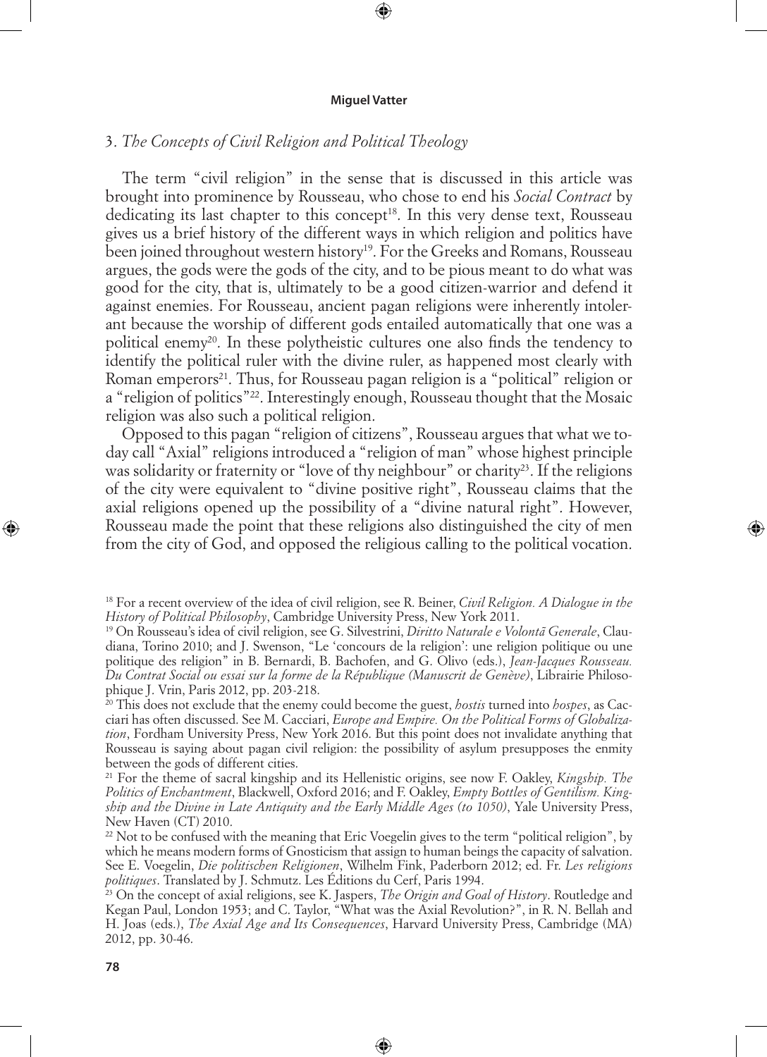### 3. *The Concepts of Civil Religion and Political Theology*

The term "civil religion" in the sense that is discussed in this article was brought into prominence by Rousseau, who chose to end his *Social Contract* by dedicating its last chapter to this concept[18]. In this very dense text, Rousseau gives us a brief history of the different ways in which religion and politics have been joined throughout western history[19]. For the Greeks and Romans, Rousseau argues, the gods were the gods of the city, and to be pious meant to do what was good for the city, that is, ultimately to be a good citizen-warrior and defend it against enemies. For Rousseau, ancient pagan religions were inherently intolerant because the worship of different gods entailed automatically that one was a political enemy[20]. In these polytheistic cultures one also finds the tendency to identify the political ruler with the divine ruler, as happened most clearly with Roman emperors[21]. Thus, for Rousseau pagan religion is a "political" religion or a "religion of politics"[22]. Interestingly enough, Rousseau thought that the Mosaic religion was also such a political religion.

Opposed to this pagan "religion of citizens", Rousseau argues that what we today call "Axial" religions introduced a "religion of man" whose highest principle was solidarity or fraternity or "love of thy neighbour" or charity[23]. If the religions of the city were equivalent to "divine positive right", Rousseau claims that the axial religions opened up the possibility of a "divine natural right". However, Rousseau made the point that these religions also distinguished the city of men from the city of God, and opposed the religious calling to the political vocation.

---

[18] For a recent overview of the idea of civil religion, see R. Beiner, *Civil Religion. A Dialogue in the History of Political Philosophy*, Cambridge University Press, New York 2011.

[19] On Rousseau's idea of civil religion, see G. Silvestrini, *Diritto Naturale e Volontà Generale*, Claudiana, Torino 2010; and J. Swenson, "Le 'concours de la religion': une religion politique ou une politique des religion" in B. Bernardi, B. Bachofen, and G. Olivo (eds.), *Jean-Jacques Rousseau. Du Contrat Social ou essai sur la forme de la République (Manuscrit de Genève)*, Librairie Philosophique J. Vrin, Paris 2012, pp. 203-218.

[20] This does not exclude that the enemy could become the guest, *hostis* turned into *hospes*, as Cacciari has often discussed. See M. Cacciari, *Europe and Empire. On the Political Forms of Globalization*, Fordham University Press, New York 2016. But this point does not invalidate anything that Rousseau is saying about pagan civil religion: the possibility of asylum presupposes the enmity between the gods of different cities.

[21] For the theme of sacral kingship and its Hellenistic origins, see now F. Oakley, *Kingship. The Politics of Enchantment*, Blackwell, Oxford 2016; and F. Oakley, *Empty Bottles of Gentilism. Kingship and the Divine in Late Antiquity and the Early Middle Ages (to 1050)*, Yale University Press, New Haven (CT) 2010.

[22] Not to be confused with the meaning that Eric Voegelin gives to the term "political religion", by which he means modern forms of Gnosticism that assign to human beings the capacity of salvation. See E. Voegelin, *Die politischen Religionen*, Wilhelm Fink, Paderborn 2012; ed. Fr. *Les religions politiques*. Translated by J. Schmutz. Les Éditions du Cerf, Paris 1994.

[23] On the concept of axial religions, see K. Jaspers, *The Origin and Goal of History*. Routledge and Kegan Paul, London 1953; and C. Taylor, "What was the Axial Revolution?", in R. N. Bellah and H. Joas (eds.), *The Axial Age and Its Consequences*, Harvard University Press, Cambridge (MA) 2012, pp. 30-46.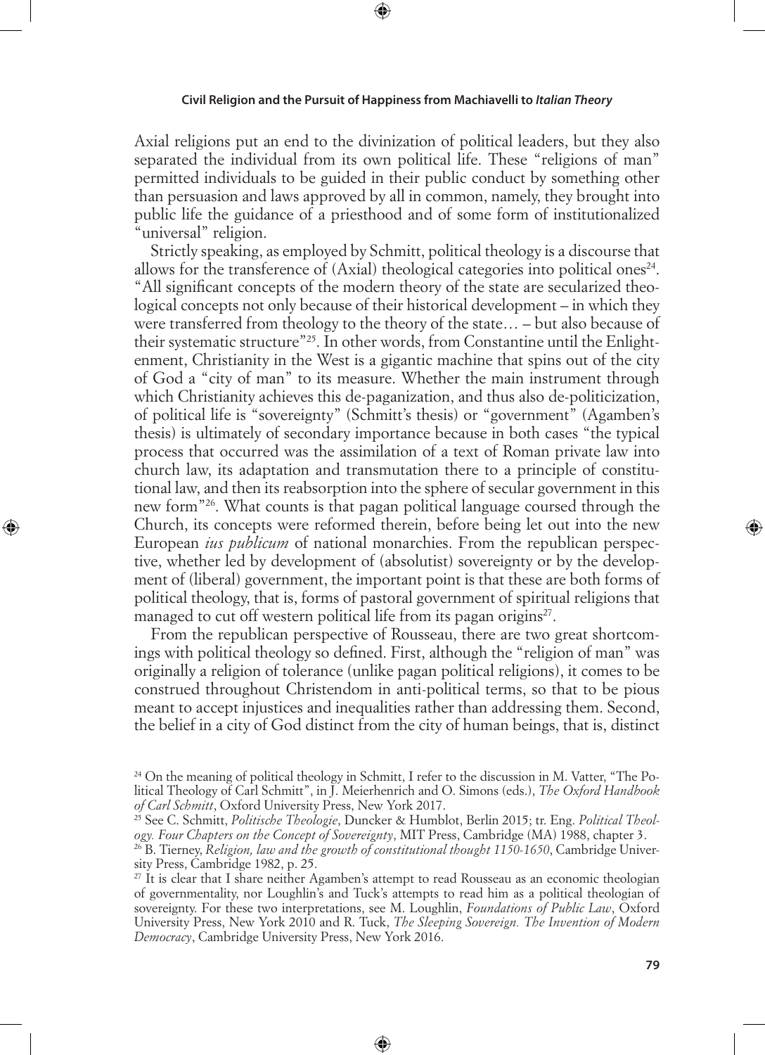Axial religions put an end to the divinization of political leaders, but they also separated the individual from its own political life. These "religions of man" permitted individuals to be guided in their public conduct by something other than persuasion and laws approved by all in common, namely, they brought into public life the guidance of a priesthood and of some form of institutionalized "universal" religion.

Strictly speaking, as employed by Schmitt, political theology is a discourse that allows for the transference of (Axial) theological categories into political ones[24]. "All significant concepts of the modern theory of the state are secularized theological concepts not only because of their historical development – in which they were transferred from theology to the theory of the state… – but also because of their systematic structure"[25]. In other words, from Constantine until the Enlightenment, Christianity in the West is a gigantic machine that spins out of the city of God a "city of man" to its measure. Whether the main instrument through which Christianity achieves this de-paganization, and thus also de-politicization, of political life is "sovereignty" (Schmitt's thesis) or "government" (Agamben's thesis) is ultimately of secondary importance because in both cases "the typical process that occurred was the assimilation of a text of Roman private law into church law, its adaptation and transmutation there to a principle of constitutional law, and then its reabsorption into the sphere of secular government in this new form"[26]. What counts is that pagan political language coursed through the Church, its concepts were reformed therein, before being let out into the new European *ius publicum* of national monarchies. From the republican perspective, whether led by development of (absolutist) sovereignty or by the development of (liberal) government, the important point is that these are both forms of political theology, that is, forms of pastoral government of spiritual religions that managed to cut off western political life from its pagan origins[27].

From the republican perspective of Rousseau, there are two great shortcomings with political theology so defined. First, although the "religion of man" was originally a religion of tolerance (unlike pagan political religions), it comes to be construed throughout Christendom in anti-political terms, so that to be pious meant to accept injustices and inequalities rather than addressing them. Second, the belief in a city of God distinct from the city of human beings, that is, distinct

[24] On the meaning of political theology in Schmitt, I refer to the discussion in M. Vatter, "The Political Theology of Carl Schmitt", in J. Meierhenrich and O. Simons (eds.), *The Oxford Handbook of Carl Schmitt*, Oxford University Press, New York 2017.

[25] See C. Schmitt, *Politische Theologie*, Duncker & Humblot, Berlin 2015; tr. Eng. *Political Theology. Four Chapters on the Concept of Sovereignty*, MIT Press, Cambridge (MA) 1988, chapter 3.

[26] B. Tierney, *Religion, law and the growth of constitutional thought 1150-1650*, Cambridge University Press, Cambridge 1982, p. 25.

[27] It is clear that I share neither Agamben's attempt to read Rousseau as an economic theologian of governmentality, nor Loughlin's and Tuck's attempts to read him as a political theologian of sovereignty. For these two interpretations, see M. Loughlin, *Foundations of Public Law*, Oxford University Press, New York 2010 and R. Tuck, *The Sleeping Sovereign. The Invention of Modern Democracy*, Cambridge University Press, New York 2016.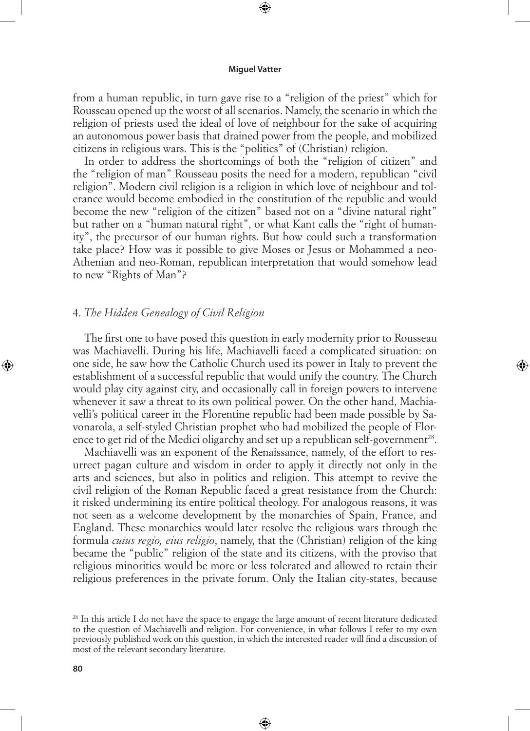from a human republic, in turn gave rise to a "religion of the priest" which for Rousseau opened up the worst of all scenarios. Namely, the scenario in which the religion of priests used the ideal of love of neighbour for the sake of acquiring an autonomous power basis that drained power from the people, and mobilized citizens in religious wars. This is the "politics" of (Christian) religion.

In order to address the shortcomings of both the "religion of citizen" and the "religion of man" Rousseau posits the need for a modern, republican "civil religion". Modern civil religion is a religion in which love of neighbour and tolerance would become embodied in the constitution of the republic and would become the new "religion of the citizen" based not on a "divine natural right" but rather on a "human natural right", or what Kant calls the "right of humanity", the precursor of our human rights. But how could such a transformation take place? How was it possible to give Moses or Jesus or Mohammed a neo-Athenian and neo-Roman, republican interpretation that would somehow lead to new "Rights of Man"?

## 4. *The Hidden Genealogy of Civil Religion*

The first one to have posed this question in early modernity prior to Rousseau was Machiavelli. During his life, Machiavelli faced a complicated situation: on one side, he saw how the Catholic Church used its power in Italy to prevent the establishment of a successful republic that would unify the country. The Church would play city against city, and occasionally call in foreign powers to intervene whenever it saw a threat to its own political power. On the other hand, Machiavelli's political career in the Florentine republic had been made possible by Savonarola, a self-styled Christian prophet who had mobilized the people of Florence to get rid of the Medici oligarchy and set up a republican self-government[28].

Machiavelli was an exponent of the Renaissance, namely, of the effort to resurrect pagan culture and wisdom in order to apply it directly not only in the arts and sciences, but also in politics and religion. This attempt to revive the civil religion of the Roman Republic faced a great resistance from the Church: it risked undermining its entire political theology. For analogous reasons, it was not seen as a welcome development by the monarchies of Spain, France, and England. These monarchies would later resolve the religious wars through the formula *cuius regio, eius religio*, namely, that the (Christian) religion of the king became the "public" religion of the state and its citizens, with the proviso that religious minorities would be more or less tolerated and allowed to retain their religious preferences in the private forum. Only the Italian city-states, because

[28] In this article I do not have the space to engage the large amount of recent literature dedicated to the question of Machiavelli and religion. For convenience, in what follows I refer to my own previously published work on this question, in which the interested reader will find a discussion of most of the relevant secondary literature.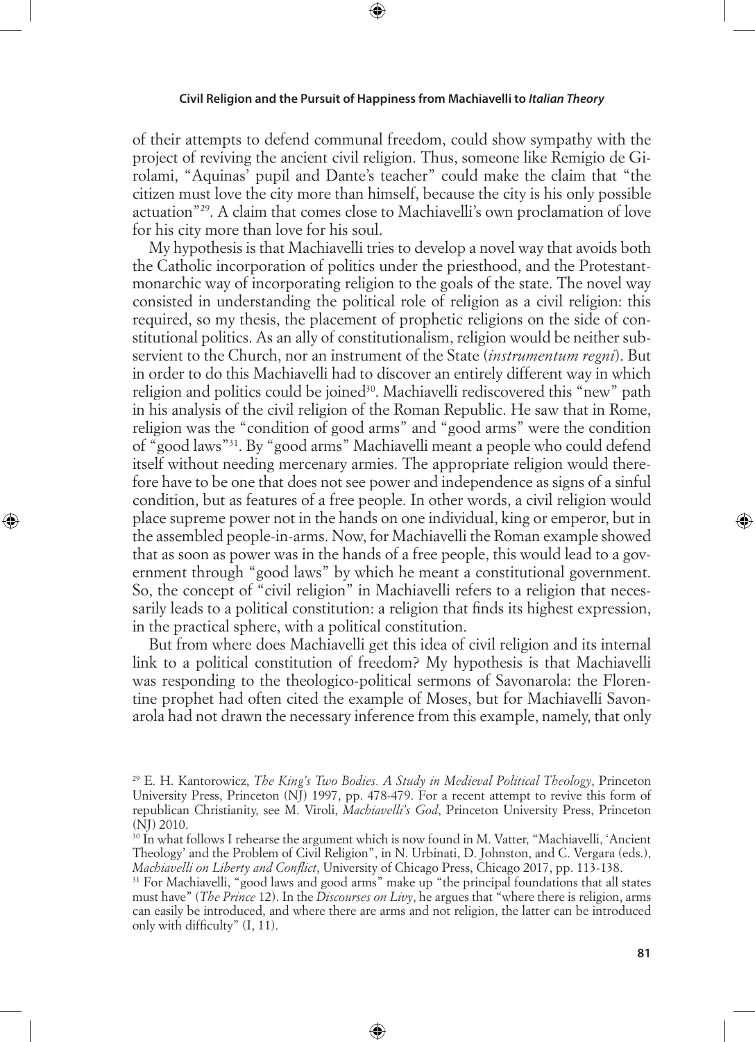of their attempts to defend communal freedom, could show sympathy with the project of reviving the ancient civil religion. Thus, someone like Remigio de Girolami, "Aquinas' pupil and Dante's teacher" could make the claim that "the citizen must love the city more than himself, because the city is his only possible actuation"[29]. A claim that comes close to Machiavelli's own proclamation of love for his city more than love for his soul.

My hypothesis is that Machiavelli tries to develop a novel way that avoids both the Catholic incorporation of politics under the priesthood, and the Protestant-monarchic way of incorporating religion to the goals of the state. The novel way consisted in understanding the political role of religion as a civil religion: this required, so my thesis, the placement of prophetic religions on the side of constitutional politics. As an ally of constitutionalism, religion would be neither subservient to the Church, nor an instrument of the State (*instrumentum regni*). But in order to do this Machiavelli had to discover an entirely different way in which religion and politics could be joined[30]. Machiavelli rediscovered this "new" path in his analysis of the civil religion of the Roman Republic. He saw that in Rome, religion was the "condition of good arms" and "good arms" were the condition of "good laws"[31]. By "good arms" Machiavelli meant a people who could defend itself without needing mercenary armies. The appropriate religion would therefore have to be one that does not see power and independence as signs of a sinful condition, but as features of a free people. In other words, a civil religion would place supreme power not in the hands on one individual, king or emperor, but in the assembled people-in-arms. Now, for Machiavelli the Roman example showed that as soon as power was in the hands of a free people, this would lead to a government through "good laws" by which he meant a constitutional government. So, the concept of "civil religion" in Machiavelli refers to a religion that necessarily leads to a political constitution: a religion that finds its highest expression, in the practical sphere, with a political constitution.

But from where does Machiavelli get this idea of civil religion and its internal link to a political constitution of freedom? My hypothesis is that Machiavelli was responding to the theologico-political sermons of Savonarola: the Florentine prophet had often cited the example of Moses, but for Machiavelli Savonarola had not drawn the necessary inference from this example, namely, that only

---

[29] E. H. Kantorowicz, *The King's Two Bodies. A Study in Medieval Political Theology*, Princeton University Press, Princeton (NJ) 1997, pp. 478-479. For a recent attempt to revive this form of republican Christianity, see M. Viroli, *Machiavelli's God*, Princeton University Press, Princeton (NJ) 2010.

[30] In what follows I rehearse the argument which is now found in M. Vatter, "Machiavelli, 'Ancient Theology' and the Problem of Civil Religion", in N. Urbinati, D. Johnston, and C. Vergara (eds.), *Machiavelli on Liberty and Conflict*, University of Chicago Press, Chicago 2017, pp. 113-138.

[31] For Machiavelli, "good laws and good arms" make up "the principal foundations that all states must have" (*The Prince* 12). In the *Discourses on Livy*, he argues that "where there is religion, arms can easily be introduced, and where there are arms and not religion, the latter can be introduced only with difficulty" (I, 11).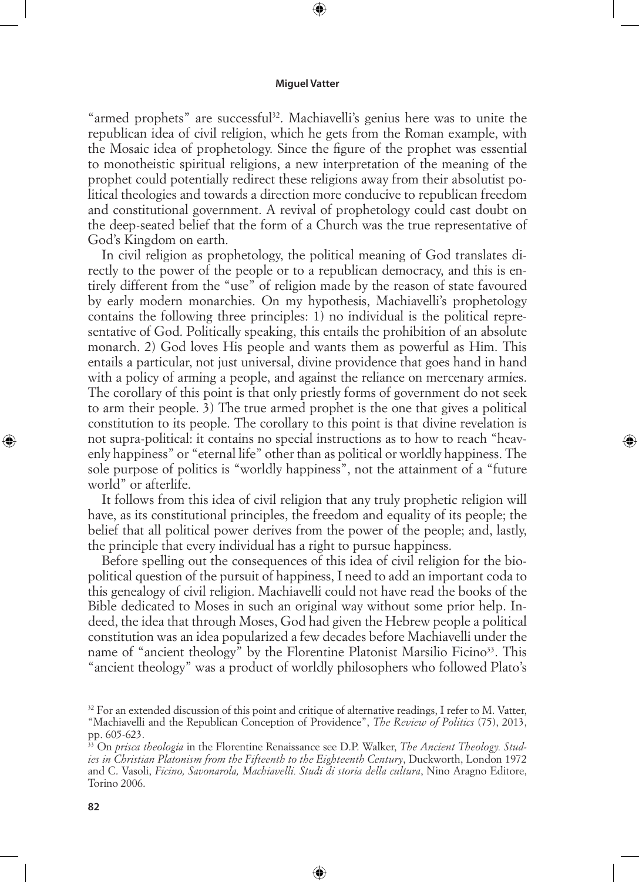"armed prophets" are successful[32]. Machiavelli's genius here was to unite the republican idea of civil religion, which he gets from the Roman example, with the Mosaic idea of prophetology. Since the figure of the prophet was essential to monotheistic spiritual religions, a new interpretation of the meaning of the prophet could potentially redirect these religions away from their absolutist political theologies and towards a direction more conducive to republican freedom and constitutional government. A revival of prophetology could cast doubt on the deep-seated belief that the form of a Church was the true representative of God's Kingdom on earth.

In civil religion as prophetology, the political meaning of God translates directly to the power of the people or to a republican democracy, and this is entirely different from the "use" of religion made by the reason of state favoured by early modern monarchies. On my hypothesis, Machiavelli's prophetology contains the following three principles: 1) no individual is the political representative of God. Politically speaking, this entails the prohibition of an absolute monarch. 2) God loves His people and wants them as powerful as Him. This entails a particular, not just universal, divine providence that goes hand in hand with a policy of arming a people, and against the reliance on mercenary armies. The corollary of this point is that only priestly forms of government do not seek to arm their people. 3) The true armed prophet is the one that gives a political constitution to its people. The corollary to this point is that divine revelation is not supra-political: it contains no special instructions as to how to reach "heavenly happiness" or "eternal life" other than as political or worldly happiness. The sole purpose of politics is "worldly happiness", not the attainment of a "future world" or afterlife.

It follows from this idea of civil religion that any truly prophetic religion will have, as its constitutional principles, the freedom and equality of its people; the belief that all political power derives from the power of the people; and, lastly, the principle that every individual has a right to pursue happiness.

Before spelling out the consequences of this idea of civil religion for the biopolitical question of the pursuit of happiness, I need to add an important coda to this genealogy of civil religion. Machiavelli could not have read the books of the Bible dedicated to Moses in such an original way without some prior help. Indeed, the idea that through Moses, God had given the Hebrew people a political constitution was an idea popularized a few decades before Machiavelli under the name of "ancient theology" by the Florentine Platonist Marsilio Ficino[33]. This "ancient theology" was a product of worldly philosophers who followed Plato's

---

[32] For an extended discussion of this point and critique of alternative readings, I refer to M. Vatter, "Machiavelli and the Republican Conception of Providence", *The Review of Politics* (75), 2013, pp. 605-623.

[33] On *prisca theologia* in the Florentine Renaissance see D.P. Walker, *The Ancient Theology. Studies in Christian Platonism from the Fifteenth to the Eighteenth Century*, Duckworth, London 1972 and C. Vasoli, *Ficino, Savonarola, Machiavelli. Studi di storia della cultura*, Nino Aragno Editore, Torino 2006.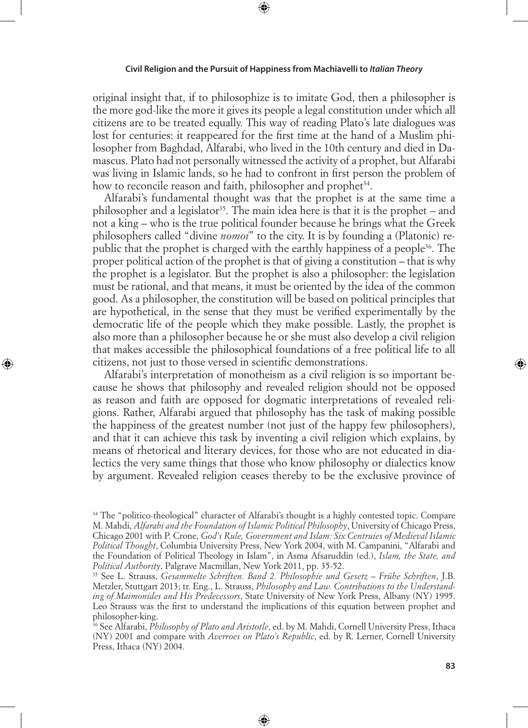original insight that, if to philosophize is to imitate God, then a philosopher is the more god-like the more it gives its people a legal constitution under which all citizens are to be treated equally. This way of reading Plato's late dialogues was lost for centuries: it reappeared for the first time at the hand of a Muslim philosopher from Baghdad, Alfarabi, who lived in the 10th century and died in Damascus. Plato had not personally witnessed the activity of a prophet, but Alfarabi was living in Islamic lands, so he had to confront in first person the problem of how to reconcile reason and faith, philosopher and prophet[34].

Alfarabi's fundamental thought was that the prophet is at the same time a philosopher and a legislator[35]. The main idea here is that it is the prophet – and not a king – who is the true political founder because he brings what the Greek philosophers called "divine *nomoi*" to the city. It is by founding a (Platonic) republic that the prophet is charged with the earthly happiness of a people[36]. The proper political action of the prophet is that of giving a constitution – that is why the prophet is a legislator. But the prophet is also a philosopher: the legislation must be rational, and that means, it must be oriented by the idea of the common good. As a philosopher, the constitution will be based on political principles that are hypothetical, in the sense that they must be verified experimentally by the democratic life of the people which they make possible. Lastly, the prophet is also more than a philosopher because he or she must also develop a civil religion that makes accessible the philosophical foundations of a free political life to all citizens, not just to those versed in scientific demonstrations.

Alfarabi's interpretation of monotheism as a civil religion is so important because he shows that philosophy and revealed religion should not be opposed as reason and faith are opposed for dogmatic interpretations of revealed religions. Rather, Alfarabi argued that philosophy has the task of making possible the happiness of the greatest number (not just of the happy few philosophers), and that it can achieve this task by inventing a civil religion which explains, by means of rhetorical and literary devices, for those who are not educated in dialectics the very same things that those who know philosophy or dialectics know by argument. Revealed religion ceases thereby to be the exclusive province of

---

[34] The "politico-theological" character of Alfarabi's thought is a highly contested topic. Compare M. Mahdi, *Alfarabi and the Foundation of Islamic Political Philosophy*, University of Chicago Press, Chicago 2001 with P. Crone, *God's Rule, Government and Islam: Six Centruies of Medieval Islamic Political Thought*, Columbia University Press, New York 2004, with M. Campanini, "Alfarabi and the Foundation of Political Theology in Islam", in Asma Afsaruddin (ed.), *Islam, the State, and Political Authority*, Palgrave Macmillan, New York 2011, pp. 35-52.

[35] See L. Strauss, *Gesammelte Schriften. Band 2. Philosophie und Gesetz – Frühe Schriften*, J.B. Metzler, Stuttgart 2013; tr. Eng., L. Strauss, *Philosophy and Law. Contributions to the Understanding of Maimonides and His Predecessors*, State University of New York Press, Albany (NY) 1995. Leo Strauss was the first to understand the implications of this equation between prophet and philosopher-king.

[36] See Alfarabi, *Philosophy of Plato and Aristotle*, ed. by M. Mahdi, Cornell University Press, Ithaca (NY) 2001 and compare with *Averroes on Plato's Republic*, ed. by R. Lerner, Cornell University Press, Ithaca (NY) 2004.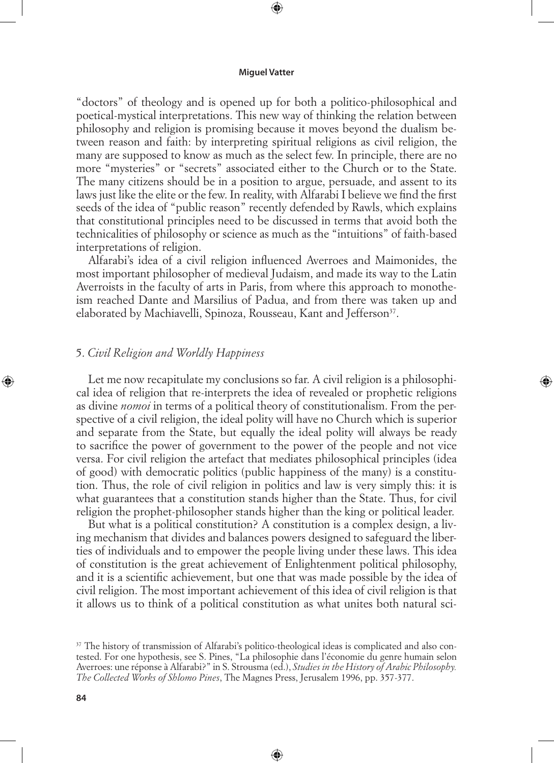"doctors" of theology and is opened up for both a politico-philosophical and poetical-mystical interpretations. This new way of thinking the relation between philosophy and religion is promising because it moves beyond the dualism between reason and faith: by interpreting spiritual religions as civil religion, the many are supposed to know as much as the select few. In principle, there are no more "mysteries" or "secrets" associated either to the Church or to the State. The many citizens should be in a position to argue, persuade, and assent to its laws just like the elite or the few. In reality, with Alfarabi I believe we find the first seeds of the idea of "public reason" recently defended by Rawls, which explains that constitutional principles need to be discussed in terms that avoid both the technicalities of philosophy or science as much as the "intuitions" of faith-based interpretations of religion.

Alfarabi's idea of a civil religion influenced Averroes and Maimonides, the most important philosopher of medieval Judaism, and made its way to the Latin Averroists in the faculty of arts in Paris, from where this approach to monotheism reached Dante and Marsilius of Padua, and from there was taken up and elaborated by Machiavelli, Spinoza, Rousseau, Kant and Jefferson[37].

## 5. *Civil Religion and Worldly Happiness*

Let me now recapitulate my conclusions so far. A civil religion is a philosophical idea of religion that re-interprets the idea of revealed or prophetic religions as divine *nomoi* in terms of a political theory of constitutionalism. From the perspective of a civil religion, the ideal polity will have no Church which is superior and separate from the State, but equally the ideal polity will always be ready to sacrifice the power of government to the power of the people and not vice versa. For civil religion the artefact that mediates philosophical principles (idea of good) with democratic politics (public happiness of the many) is a constitution. Thus, the role of civil religion in politics and law is very simply this: it is what guarantees that a constitution stands higher than the State. Thus, for civil religion the prophet-philosopher stands higher than the king or political leader.

But what is a political constitution? A constitution is a complex design, a living mechanism that divides and balances powers designed to safeguard the liberties of individuals and to empower the people living under these laws. This idea of constitution is the great achievement of Enlightenment political philosophy, and it is a scientific achievement, but one that was made possible by the idea of civil religion. The most important achievement of this idea of civil religion is that it allows us to think of a political constitution as what unites both natural sci-

[37] The history of transmission of Alfarabi's politico-theological ideas is complicated and also contested. For one hypothesis, see S. Pines, "La philosophie dans l'économie du genre humain selon Averroes: une réponse à Alfarabi?" in S. Strousma (ed.), *Studies in the History of Arabic Philosophy. The Collected Works of Shlomo Pines*, The Magnes Press, Jerusalem 1996, pp. 357-377.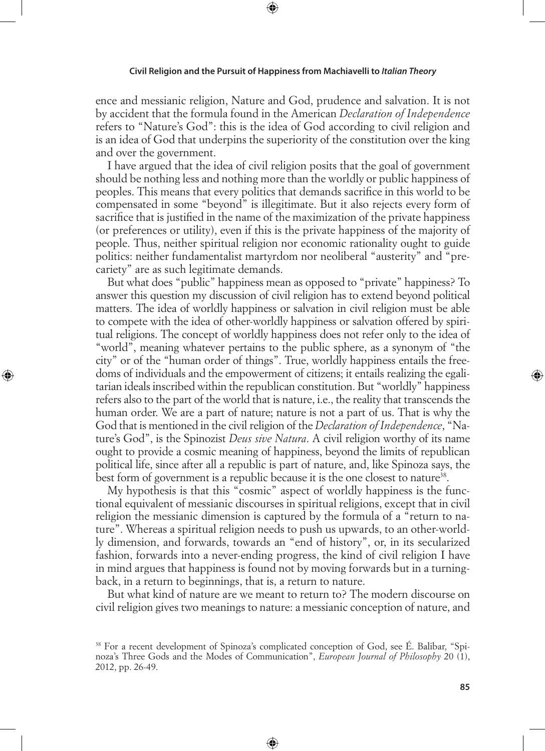ence and messianic religion, Nature and God, prudence and salvation. It is not by accident that the formula found in the American *Declaration of Independence* refers to "Nature's God": this is the idea of God according to civil religion and is an idea of God that underpins the superiority of the constitution over the king and over the government.

I have argued that the idea of civil religion posits that the goal of government should be nothing less and nothing more than the worldly or public happiness of peoples. This means that every politics that demands sacrifice in this world to be compensated in some "beyond" is illegitimate. But it also rejects every form of sacrifice that is justified in the name of the maximization of the private happiness (or preferences or utility), even if this is the private happiness of the majority of people. Thus, neither spiritual religion nor economic rationality ought to guide politics: neither fundamentalist martyrdom nor neoliberal "austerity" and "precariety" are as such legitimate demands.

But what does "public" happiness mean as opposed to "private" happiness? To answer this question my discussion of civil religion has to extend beyond political matters. The idea of worldly happiness or salvation in civil religion must be able to compete with the idea of other-worldly happiness or salvation offered by spiritual religions. The concept of worldly happiness does not refer only to the idea of "world", meaning whatever pertains to the public sphere, as a synonym of "the city" or of the "human order of things". True, worldly happiness entails the freedoms of individuals and the empowerment of citizens; it entails realizing the egalitarian ideals inscribed within the republican constitution. But "worldly" happiness refers also to the part of the world that is nature, i.e., the reality that transcends the human order. We are a part of nature; nature is not a part of us. That is why the God that is mentioned in the civil religion of the *Declaration of Independence*, "Nature's God", is the Spinozist *Deus sive Natura*. A civil religion worthy of its name ought to provide a cosmic meaning of happiness, beyond the limits of republican political life, since after all a republic is part of nature, and, like Spinoza says, the best form of government is a republic because it is the one closest to nature[38].

My hypothesis is that this "cosmic" aspect of worldly happiness is the functional equivalent of messianic discourses in spiritual religions, except that in civil religion the messianic dimension is captured by the formula of a "return to nature". Whereas a spiritual religion needs to push us upwards, to an other-worldly dimension, and forwards, towards an "end of history", or, in its secularized fashion, forwards into a never-ending progress, the kind of civil religion I have in mind argues that happiness is found not by moving forwards but in a turning-back, in a return to beginnings, that is, a return to nature.

But what kind of nature are we meant to return to? The modern discourse on civil religion gives two meanings to nature: a messianic conception of nature, and

[38] For a recent development of Spinoza's complicated conception of God, see É. Balibar, "Spinoza's Three Gods and the Modes of Communication", *European Journal of Philosophy* 20 (1), 2012, pp. 26-49.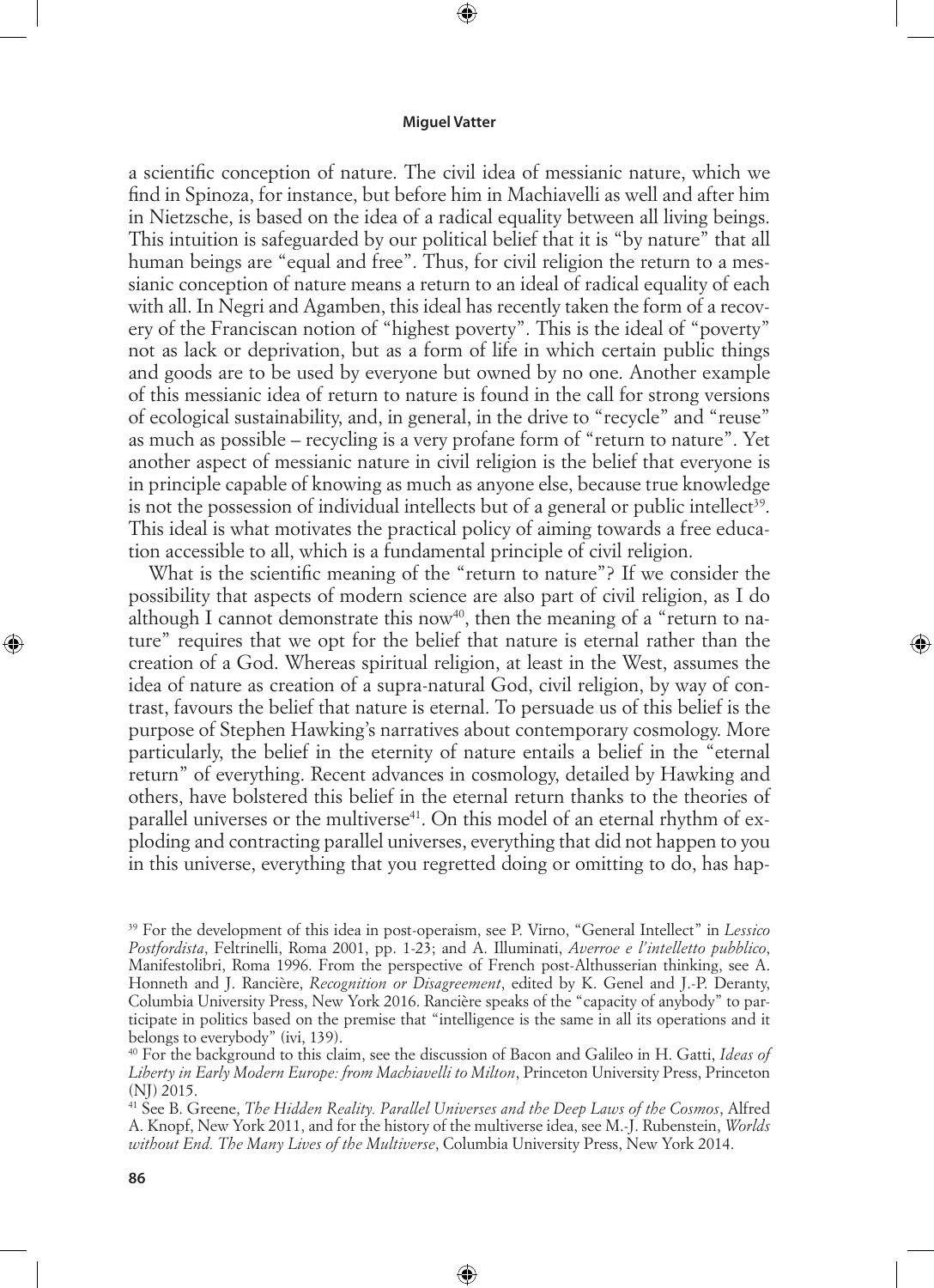a scientific conception of nature. The civil idea of messianic nature, which we find in Spinoza, for instance, but before him in Machiavelli as well and after him in Nietzsche, is based on the idea of a radical equality between all living beings. This intuition is safeguarded by our political belief that it is "by nature" that all human beings are "equal and free". Thus, for civil religion the return to a messianic conception of nature means a return to an ideal of radical equality of each with all. In Negri and Agamben, this ideal has recently taken the form of a recovery of the Franciscan notion of "highest poverty". This is the ideal of "poverty" not as lack or deprivation, but as a form of life in which certain public things and goods are to be used by everyone but owned by no one. Another example of this messianic idea of return to nature is found in the call for strong versions of ecological sustainability, and, in general, in the drive to "recycle" and "reuse" as much as possible – recycling is a very profane form of "return to nature". Yet another aspect of messianic nature in civil religion is the belief that everyone is in principle capable of knowing as much as anyone else, because true knowledge is not the possession of individual intellects but of a general or public intellect[39]. This ideal is what motivates the practical policy of aiming towards a free education accessible to all, which is a fundamental principle of civil religion.

What is the scientific meaning of the "return to nature"? If we consider the possibility that aspects of modern science are also part of civil religion, as I do although I cannot demonstrate this now[40], then the meaning of a "return to nature" requires that we opt for the belief that nature is eternal rather than the creation of a God. Whereas spiritual religion, at least in the West, assumes the idea of nature as creation of a supra-natural God, civil religion, by way of contrast, favours the belief that nature is eternal. To persuade us of this belief is the purpose of Stephen Hawking's narratives about contemporary cosmology. More particularly, the belief in the eternity of nature entails a belief in the "eternal return" of everything. Recent advances in cosmology, detailed by Hawking and others, have bolstered this belief in the eternal return thanks to the theories of parallel universes or the multiverse[41]. On this model of an eternal rhythm of exploding and contracting parallel universes, everything that did not happen to you in this universe, everything that you regretted doing or omitting to do, has hap-

[39] For the development of this idea in post-operaism, see P. Virno, "General Intellect" in *Lessico Postfordista*, Feltrinelli, Roma 2001, pp. 1-23; and A. Illuminati, *Averroe e l'intelletto pubblico*, Manifestolibri, Roma 1996. From the perspective of French post-Althusserian thinking, see A. Honneth and J. Rancière, *Recognition or Disagreement*, edited by K. Genel and J.-P. Deranty, Columbia University Press, New York 2016. Rancière speaks of the "capacity of anybody" to participate in politics based on the premise that "intelligence is the same in all its operations and it belongs to everybody" (ivi, 139).

[40] For the background to this claim, see the discussion of Bacon and Galileo in H. Gatti, *Ideas of Liberty in Early Modern Europe: from Machiavelli to Milton*, Princeton University Press, Princeton (NJ) 2015.

[41] See B. Greene, *The Hidden Reality. Parallel Universes and the Deep Laws of the Cosmos*, Alfred A. Knopf, New York 2011, and for the history of the multiverse idea, see M.-J. Rubenstein, *Worlds without End. The Many Lives of the Multiverse*, Columbia University Press, New York 2014.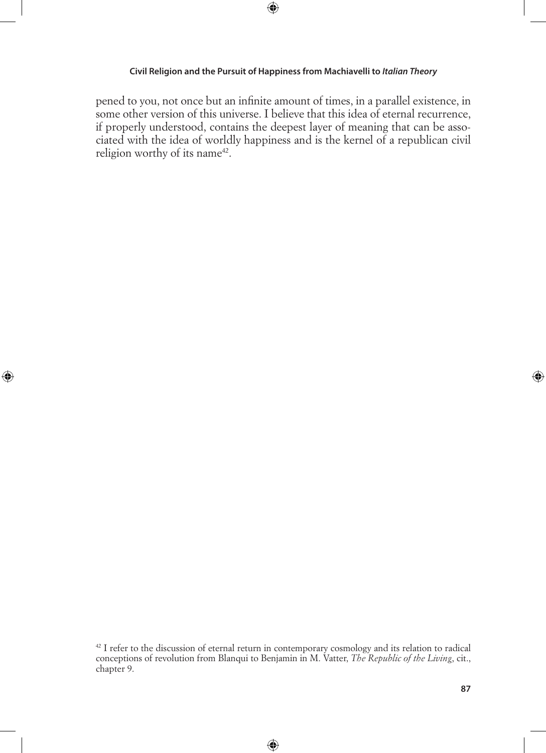pened to you, not once but an infinite amount of times, in a parallel existence, in some other version of this universe. I believe that this idea of eternal recurrence, if properly understood, contains the deepest layer of meaning that can be associated with the idea of worldly happiness and is the kernel of a republican civil religion worthy of its name[42].

[42] I refer to the discussion of eternal return in contemporary cosmology and its relation to radical conceptions of revolution from Blanqui to Benjamin in M. Vatter, *The Republic of the Living*, cit., chapter 9.